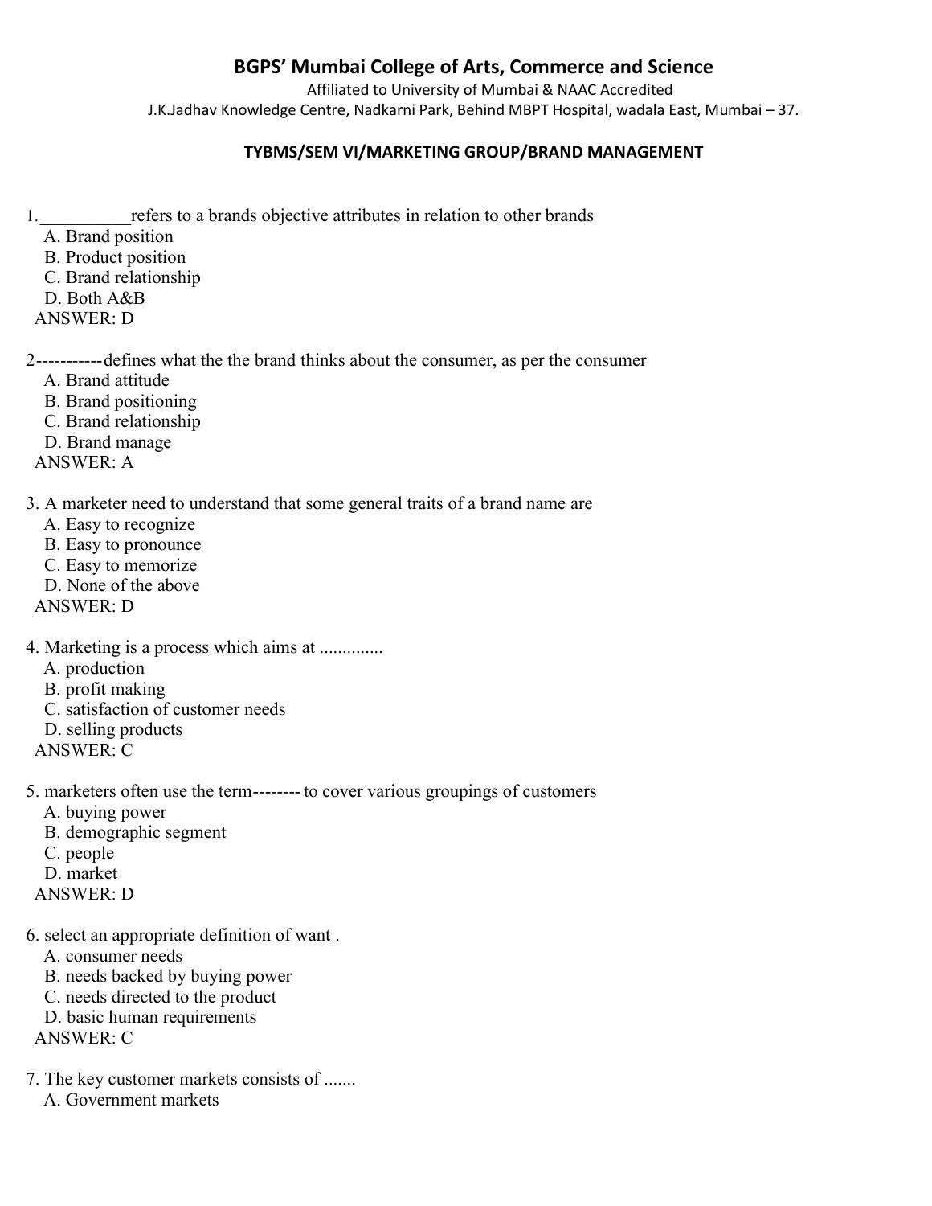## BGPS' Mumbai College of Arts, Commerce and Science

Affiliated to University of Mumbai & NAAC Accredited

J.K.Jadhav Knowledge Centre, Nadkarni Park, Behind MBPT Hospital, wadala East, Mumbai – 37.

### TYBMS/SEM VI/MARKETING GROUP/BRAND MANAGEMENT

1.__________refers to a brands objective attributes in relation to other brands

A. Brand position
B. Product position
C. Brand relationship
D. Both A&B

ANSWER: D

2-----------defines what the the brand thinks about the consumer, as per the consumer

A. Brand attitude
B. Brand positioning
C. Brand relationship
D. Brand manage

ANSWER: A

3. A marketer need to understand that some general traits of a brand name are

A. Easy to recognize
B. Easy to pronounce
C. Easy to memorize
D. None of the above

ANSWER: D

4. Marketing is a process which aims at ..............

A. production
B. profit making
C. satisfaction of customer needs
D. selling products

ANSWER: C

5. marketers often use the term-------- to cover various groupings of customers

A. buying power
B. demographic segment
C. people
D. market

ANSWER: D

6. select an appropriate definition of want .

A. consumer needs
B. needs backed by buying power
C. needs directed to the product
D. basic human requirements

ANSWER: C

7. The key customer markets consists of .......

A. Government markets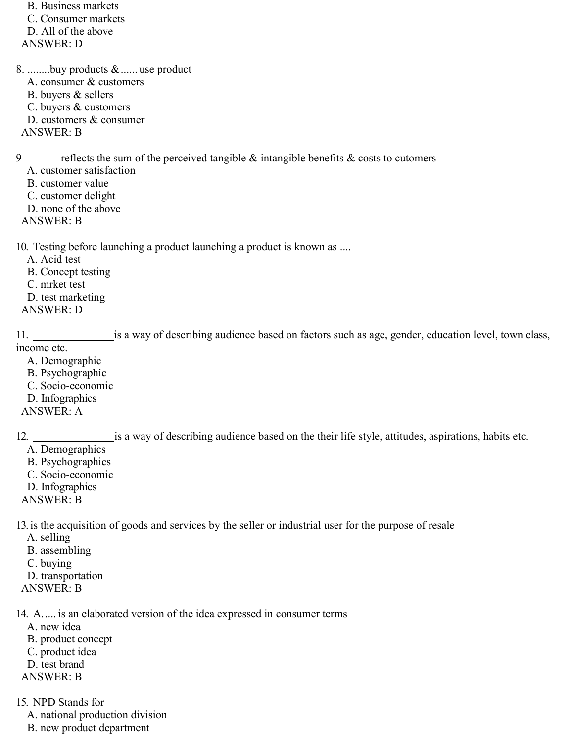B. Business markets
C. Consumer markets
D. All of the above
ANSWER: D

8. ........buy products &...... use product
A. consumer & customers
B. buyers & sellers
C. buyers & customers
D. customers & consumer
ANSWER: B

9---------- reflects the sum of the perceived tangible & intangible benefits & costs to cutomers
A. customer satisfaction
B. customer value
C. customer delight
D. none of the above
ANSWER: B

10. Testing before launching a product launching a product is known as ....
A. Acid test
B. Concept testing
C. mrket test
D. test marketing
ANSWER: D

11. ______________ is a way of describing audience based on factors such as age, gender, education level, town class, income etc.
A. Demographic
B. Psychographic
C. Socio-economic
D. Infographics
ANSWER: A

12. ______________ is a way of describing audience based on the their life style, attitudes, aspirations, habits etc.
A. Demographics
B. Psychographics
C. Socio-economic
D. Infographics
ANSWER: B

13. is the acquisition of goods and services by the seller or industrial user for the purpose of resale
A. selling
B. assembling
C. buying
D. transportation
ANSWER: B

14. A..... is an elaborated version of the idea expressed in consumer terms
A. new idea
B. product concept
C. product idea
D. test brand
ANSWER: B

15. NPD Stands for
A. national production division
B. new product department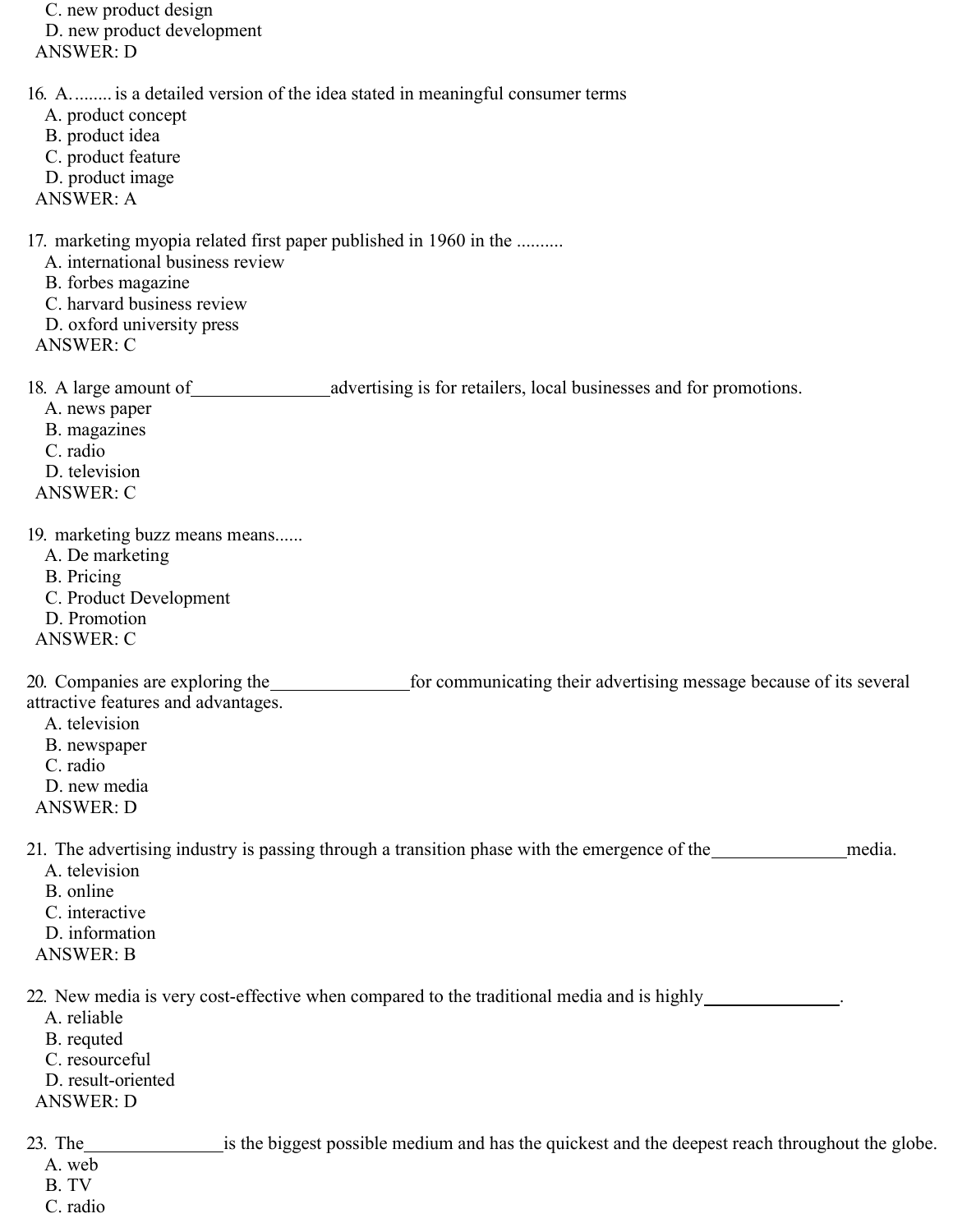C. new product design
D. new product development
ANSWER: D

16. A......... is a detailed version of the idea stated in meaningful consumer terms
A. product concept
B. product idea
C. product feature
D. product image
ANSWER: A

17. marketing myopia related first paper published in 1960 in the ..........
A. international business review
B. forbes magazine
C. harvard business review
D. oxford university press
ANSWER: C

18. A large amount of_______________advertising is for retailers, local businesses and for promotions.
A. news paper
B. magazines
C. radio
D. television
ANSWER: C

19. marketing buzz means means......
A. De marketing
B. Pricing
C. Product Development
D. Promotion
ANSWER: C

20. Companies are exploring the_______________for communicating their advertising message because of its several attractive features and advantages.
A. television
B. newspaper
C. radio
D. new media
ANSWER: D

21. The advertising industry is passing through a transition phase with the emergence of the_______________media.
A. television
B. online
C. interactive
D. information
ANSWER: B

22. New media is very cost-effective when compared to the traditional media and is highly_______________.
A. reliable
B. requted
C. resourceful
D. result-oriented
ANSWER: D

23. The_______________is the biggest possible medium and has the quickest and the deepest reach throughout the globe.
A. web
B. TV
C. radio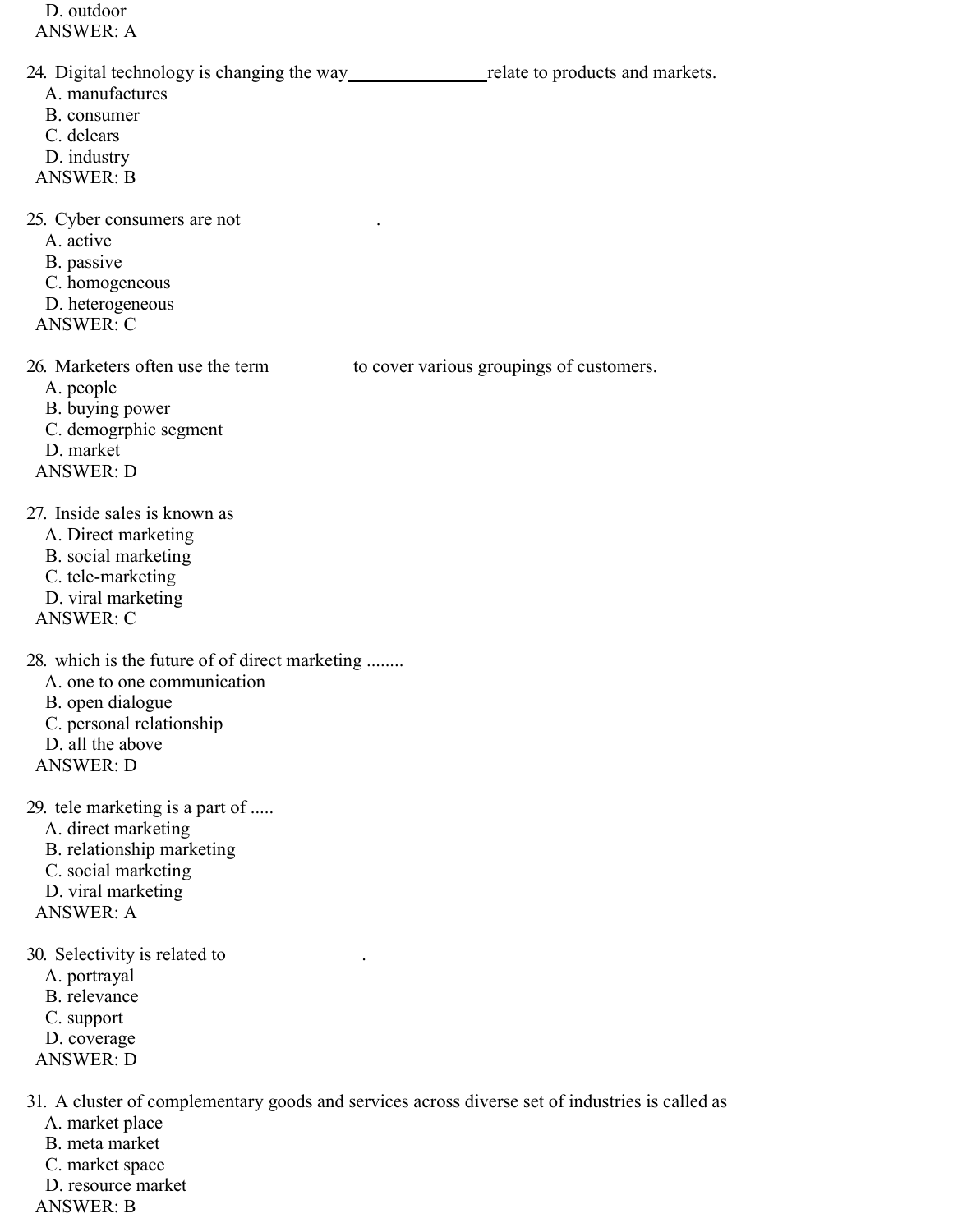D. outdoor

ANSWER: A

24. Digital technology is changing the way_______________relate to products and markets.
    A. manufactures
    B. consumer
    C. delears
    D. industry

ANSWER: B

25. Cyber consumers are not_______________.
    A. active
    B. passive
    C. homogeneous
    D. heterogeneous

ANSWER: C

26. Marketers often use the term__________to cover various groupings of customers.
    A. people
    B. buying power
    C. demogrphic segment
    D. market

ANSWER: D

27. Inside sales is known as
    A. Direct marketing
    B. social marketing
    C. tele-marketing
    D. viral marketing

ANSWER: C

28. which is the future of of direct marketing ........
    A. one to one communication
    B. open dialogue
    C. personal relationship
    D. all the above

ANSWER: D

29. tele marketing is a part of .....
    A. direct marketing
    B. relationship marketing
    C. social marketing
    D. viral marketing

ANSWER: A

30. Selectivity is related to_______________.
    A. portrayal
    B. relevance
    C. support
    D. coverage

ANSWER: D

31. A cluster of complementary goods and services across diverse set of industries is called as
    A. market place
    B. meta market
    C. market space
    D. resource market

ANSWER: B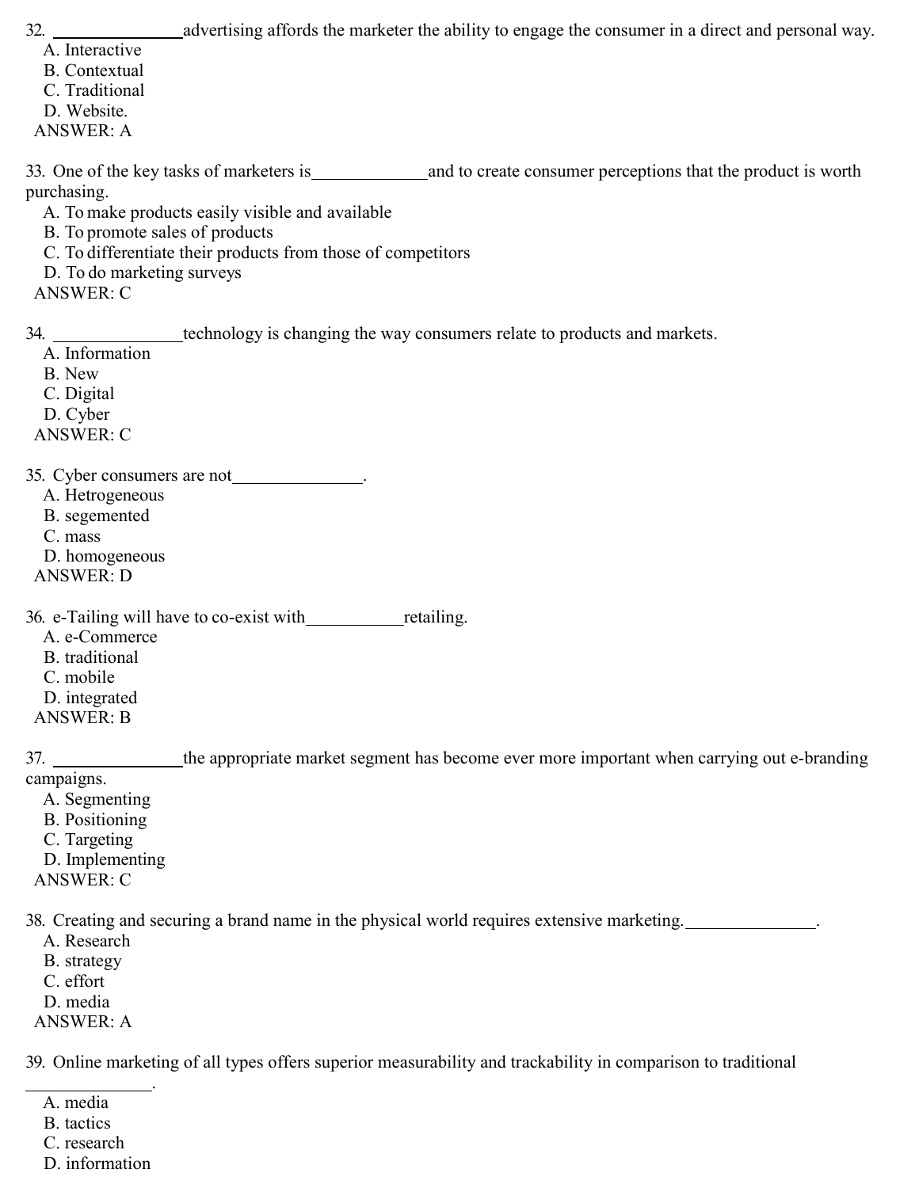32. ______________advertising affords the marketer the ability to engage the consumer in a direct and personal way.

A. Interactive
B. Contextual
C. Traditional
D. Website.

ANSWER: A

33. One of the key tasks of marketers is______________and to create consumer perceptions that the product is worth purchasing.

A. To make products easily visible and available
B. To promote sales of products
C. To differentiate their products from those of competitors
D. To do marketing surveys

ANSWER: C

34. ______________technology is changing the way consumers relate to products and markets.

A. Information
B. New
C. Digital
D. Cyber

ANSWER: C

35. Cyber consumers are not______________.

A. Hetrogeneous
B. segemented
C. mass
D. homogeneous

ANSWER: D

36. e-Tailing will have to co-exist with____________retailing.

A. e-Commerce
B. traditional
C. mobile
D. integrated

ANSWER: B

37. ______________the appropriate market segment has become ever more important when carrying out e-branding campaigns.

A. Segmenting
B. Positioning
C. Targeting
D. Implementing

ANSWER: C

38. Creating and securing a brand name in the physical world requires extensive marketing.______________.

A. Research
B. strategy
C. effort
D. media

ANSWER: A

39. Online marketing of all types offers superior measurability and trackability in comparison to traditional ______________.

A. media
B. tactics
C. research
D. information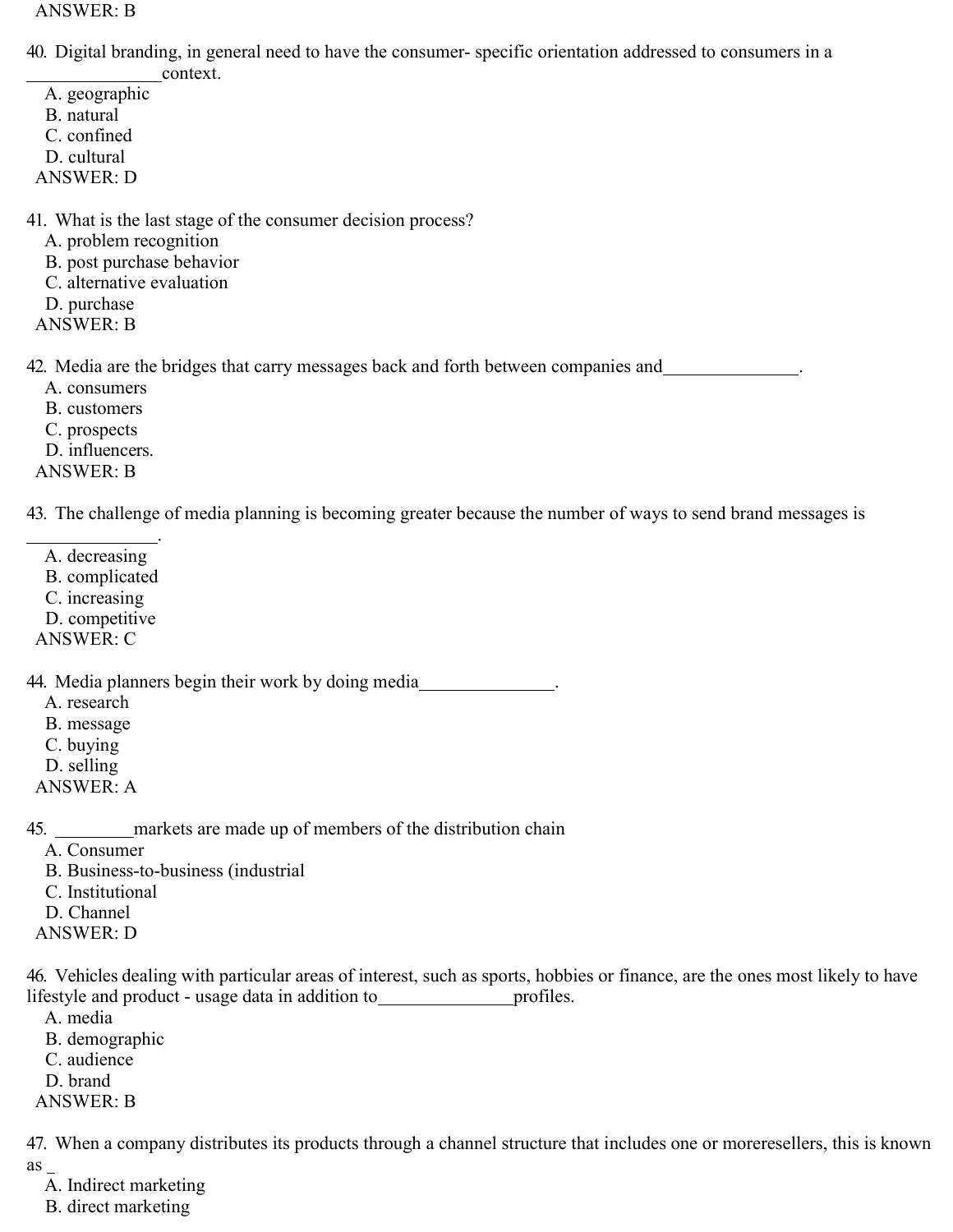ANSWER: B

40. Digital branding, in general need to have the consumer- specific orientation addressed to consumers in a _______________context.
   A. geographic
   B. natural
   C. confined
   D. cultural
   ANSWER: D

41. What is the last stage of the consumer decision process?
   A. problem recognition
   B. post purchase behavior
   C. alternative evaluation
   D. purchase
   ANSWER: B

42. Media are the bridges that carry messages back and forth between companies and_______________.
   A. consumers
   B. customers
   C. prospects
   D. influencers.
   ANSWER: B

43. The challenge of media planning is becoming greater because the number of ways to send brand messages is _______________.
   A. decreasing
   B. complicated
   C. increasing
   D. competitive
   ANSWER: C

44. Media planners begin their work by doing media_______________.
   A. research
   B. message
   C. buying
   D. selling
   ANSWER: A

45. _________markets are made up of members of the distribution chain
   A. Consumer
   B. Business-to-business (industrial
   C. Institutional
   D. Channel
   ANSWER: D

46. Vehicles dealing with particular areas of interest, such as sports, hobbies or finance, are the ones most likely to have lifestyle and product - usage data in addition to_______________profiles.
   A. media
   B. demographic
   C. audience
   D. brand
   ANSWER: B

47. When a company distributes its products through a channel structure that includes one or moreresellers, this is known as _
   A. Indirect marketing
   B. direct marketing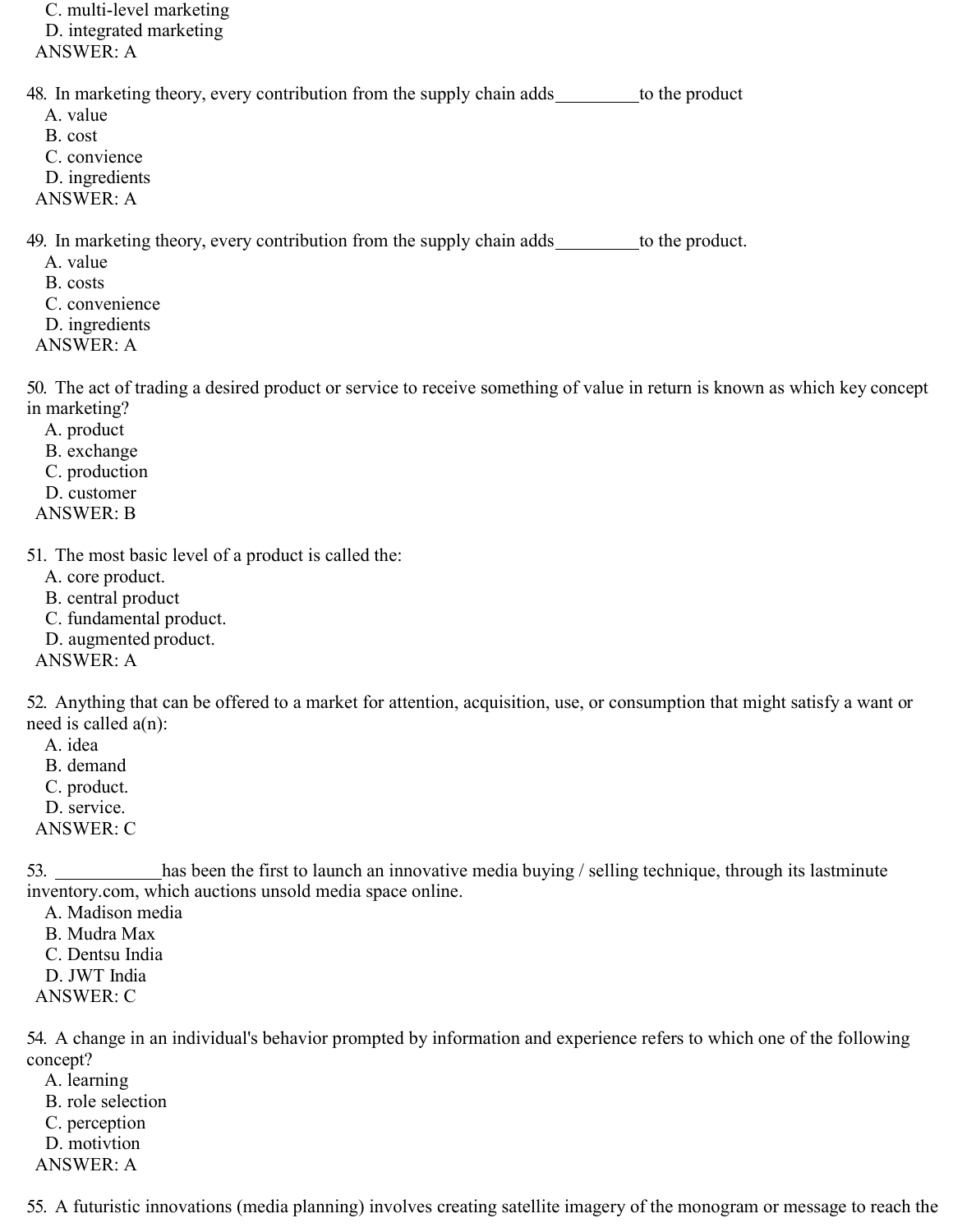C. multi-level marketing
D. integrated marketing
ANSWER: A

48. In marketing theory, every contribution from the supply chain adds_________to the product
A. value
B. cost
C. convience
D. ingredients
ANSWER: A

49. In marketing theory, every contribution from the supply chain adds_________to the product.
A. value
B. costs
C. convenience
D. ingredients
ANSWER: A

50. The act of trading a desired product or service to receive something of value in return is known as which key concept in marketing?
A. product
B. exchange
C. production
D. customer
ANSWER: B

51. The most basic level of a product is called the:
A. core product.
B. central product
C. fundamental product.
D. augmented product.
ANSWER: A

52. Anything that can be offered to a market for attention, acquisition, use, or consumption that might satisfy a want or need is called a(n):
A. idea
B. demand
C. product.
D. service.
ANSWER: C

53. ___________has been the first to launch an innovative media buying / selling technique, through its lastminute inventory.com, which auctions unsold media space online.
A. Madison media
B. Mudra Max
C. Dentsu India
D. JWT India
ANSWER: C

54. A change in an individual's behavior prompted by information and experience refers to which one of the following concept?
A. learning
B. role selection
C. perception
D. motivtion
ANSWER: A

55. A futuristic innovations (media planning) involves creating satellite imagery of the monogram or message to reach the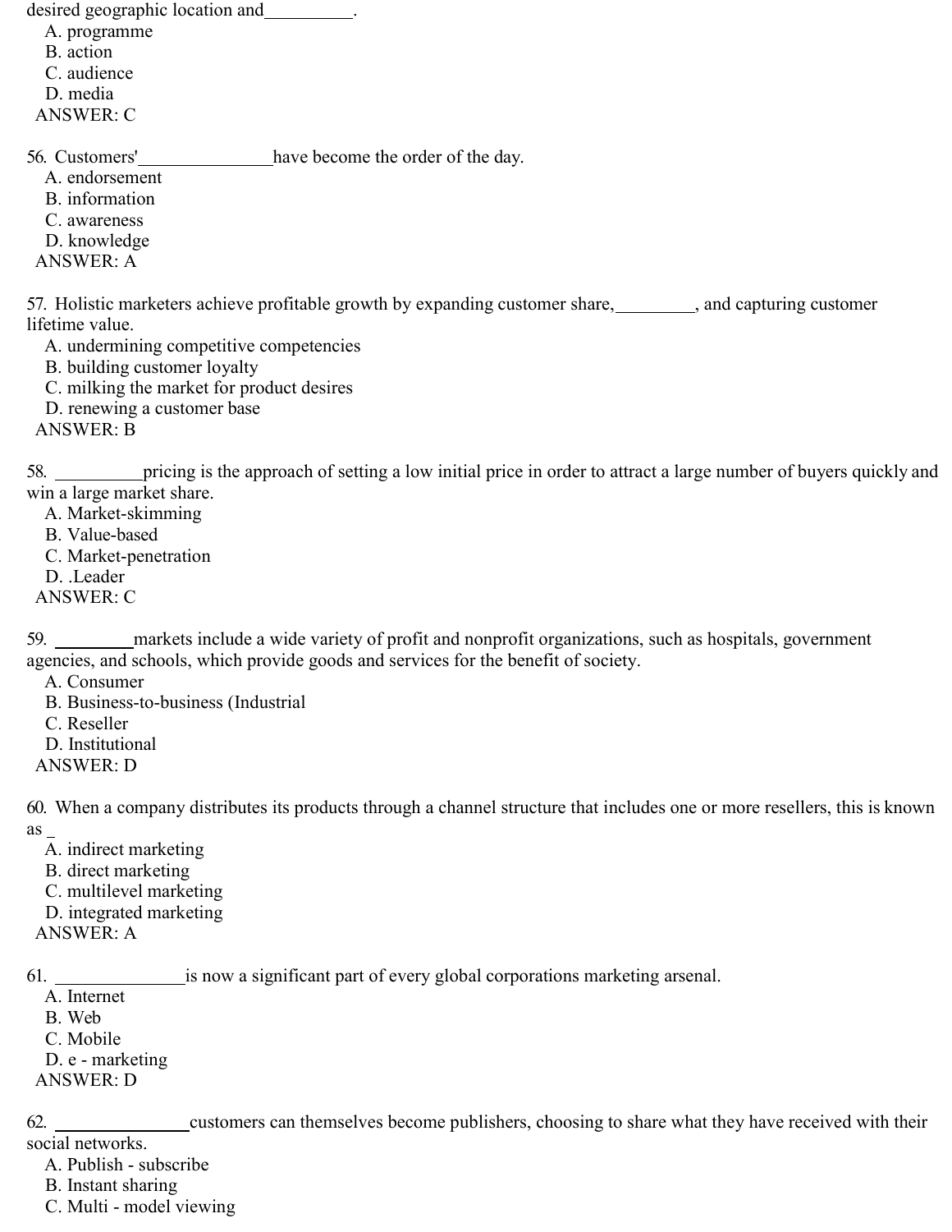desired geographic location and__________.

A. programme
B. action
C. audience
D. media

ANSWER: C

56. Customers'_______________have become the order of the day.

A. endorsement
B. information
C. awareness
D. knowledge

ANSWER: A

57. Holistic marketers achieve profitable growth by expanding customer share,_________, and capturing customer lifetime value.

A. undermining competitive competencies
B. building customer loyalty
C. milking the market for product desires
D. renewing a customer base

ANSWER: B

58. __________pricing is the approach of setting a low initial price in order to attract a large number of buyers quickly and win a large market share.

A. Market-skimming
B. Value-based
C. Market-penetration
D. .Leader

ANSWER: C

59. _________markets include a wide variety of profit and nonprofit organizations, such as hospitals, government agencies, and schools, which provide goods and services for the benefit of society.

A. Consumer
B. Business-to-business (Industrial
C. Reseller
D. Institutional

ANSWER: D

60. When a company distributes its products through a channel structure that includes one or more resellers, this is known as _

A. indirect marketing
B. direct marketing
C. multilevel marketing
D. integrated marketing

ANSWER: A

61. ______________is now a significant part of every global corporations marketing arsenal.

A. Internet
B. Web
C. Mobile
D. e - marketing

ANSWER: D

62. _______________customers can themselves become publishers, choosing to share what they have received with their social networks.

A. Publish - subscribe
B. Instant sharing
C. Multi - model viewing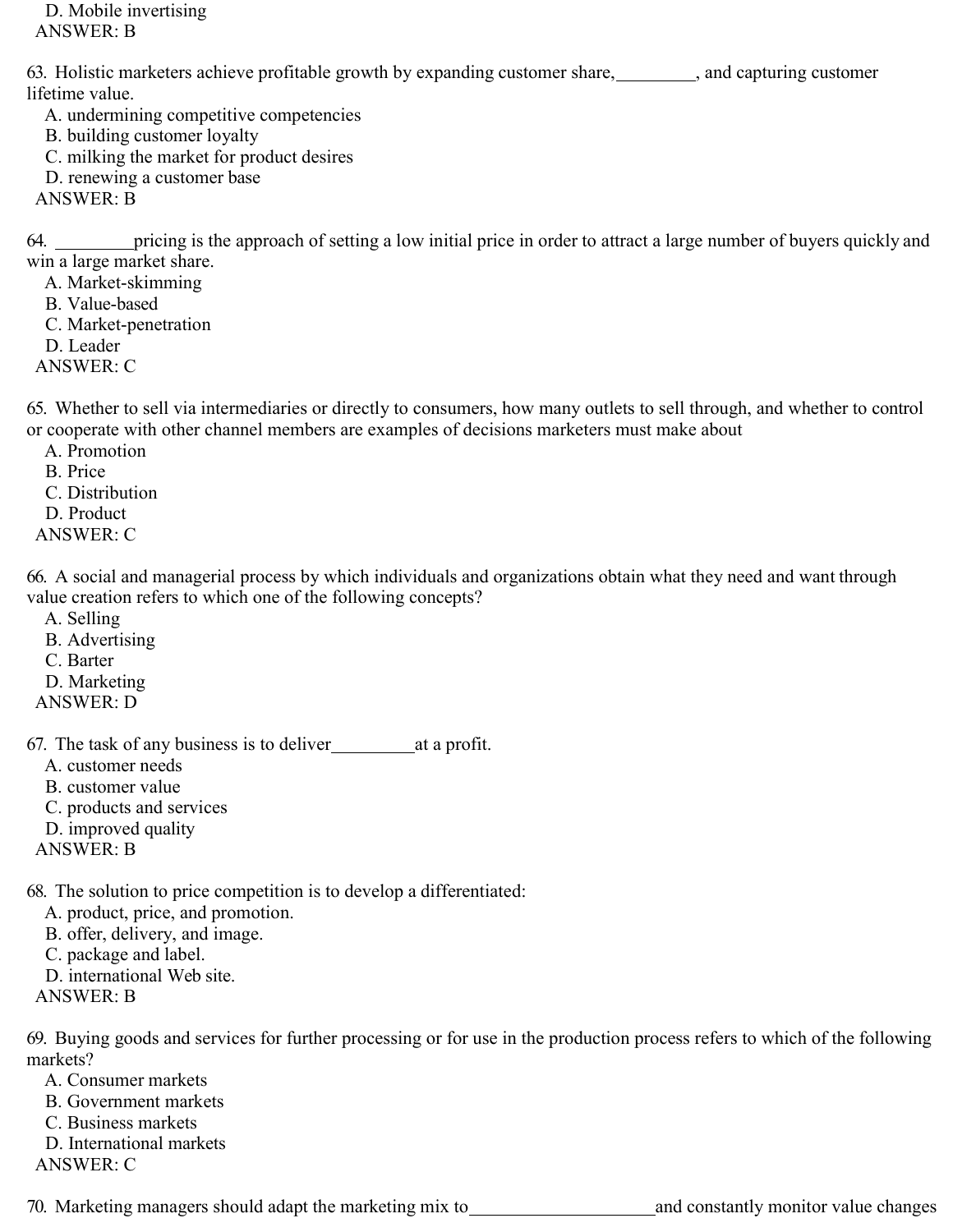D. Mobile invertising
ANSWER: B

63. Holistic marketers achieve profitable growth by expanding customer share,_________, and capturing customer lifetime value.
   A. undermining competitive competencies
   B. building customer loyalty
   C. milking the market for product desires
   D. renewing a customer base
ANSWER: B

64. _________pricing is the approach of setting a low initial price in order to attract a large number of buyers quickly and win a large market share.
   A. Market-skimming
   B. Value-based
   C. Market-penetration
   D. Leader
ANSWER: C

65. Whether to sell via intermediaries or directly to consumers, how many outlets to sell through, and whether to control or cooperate with other channel members are examples of decisions marketers must make about
   A. Promotion
   B. Price
   C. Distribution
   D. Product
ANSWER: C

66. A social and managerial process by which individuals and organizations obtain what they need and want through value creation refers to which one of the following concepts?
   A. Selling
   B. Advertising
   C. Barter
   D. Marketing
ANSWER: D

67. The task of any business is to deliver_________at a profit.
   A. customer needs
   B. customer value
   C. products and services
   D. improved quality
ANSWER: B

68. The solution to price competition is to develop a differentiated:
   A. product, price, and promotion.
   B. offer, delivery, and image.
   C. package and label.
   D. international Web site.
ANSWER: B

69. Buying goods and services for further processing or for use in the production process refers to which of the following markets?
   A. Consumer markets
   B. Government markets
   C. Business markets
   D. International markets
ANSWER: C

70. Marketing managers should adapt the marketing mix to____________________and constantly monitor value changes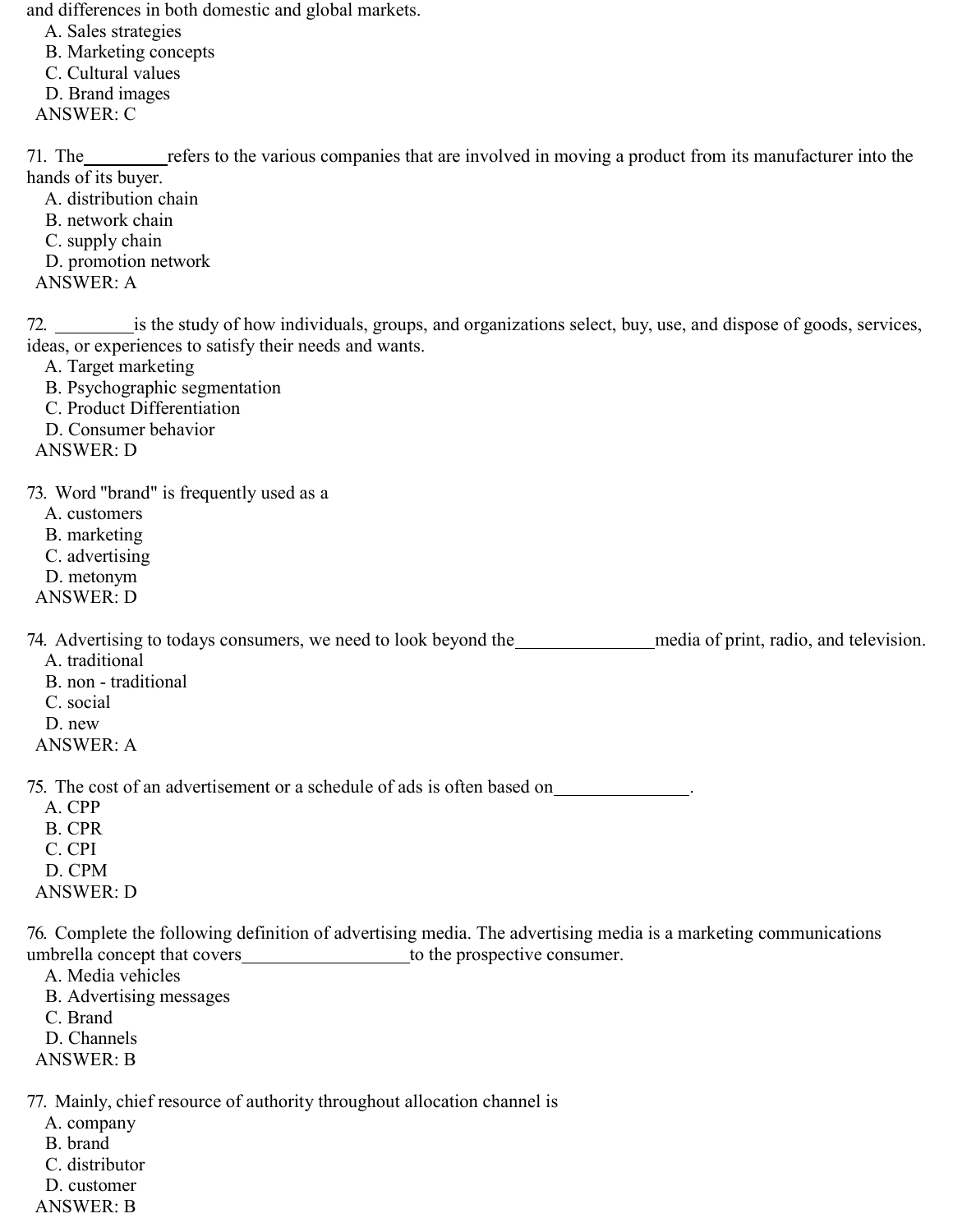and differences in both domestic and global markets.

A. Sales strategies
B. Marketing concepts
C. Cultural values
D. Brand images

ANSWER: C

71. The_________refers to the various companies that are involved in moving a product from its manufacturer into the hands of its buyer.

A. distribution chain
B. network chain
C. supply chain
D. promotion network

ANSWER: A

72. _________is the study of how individuals, groups, and organizations select, buy, use, and dispose of goods, services, ideas, or experiences to satisfy their needs and wants.

A. Target marketing
B. Psychographic segmentation
C. Product Differentiation
D. Consumer behavior

ANSWER: D

73. Word "brand" is frequently used as a

A. customers
B. marketing
C. advertising
D. metonym

ANSWER: D

74. Advertising to todays consumers, we need to look beyond the_______________media of print, radio, and television.

A. traditional
B. non - traditional
C. social
D. new

ANSWER: A

75. The cost of an advertisement or a schedule of ads is often based on______________.

A. CPP
B. CPR
C. CPI
D. CPM

ANSWER: D

76. Complete the following definition of advertising media. The advertising media is a marketing communications umbrella concept that covers__________________to the prospective consumer.

A. Media vehicles
B. Advertising messages
C. Brand
D. Channels

ANSWER: B

77. Mainly, chief resource of authority throughout allocation channel is

A. company
B. brand
C. distributor
D. customer

ANSWER: B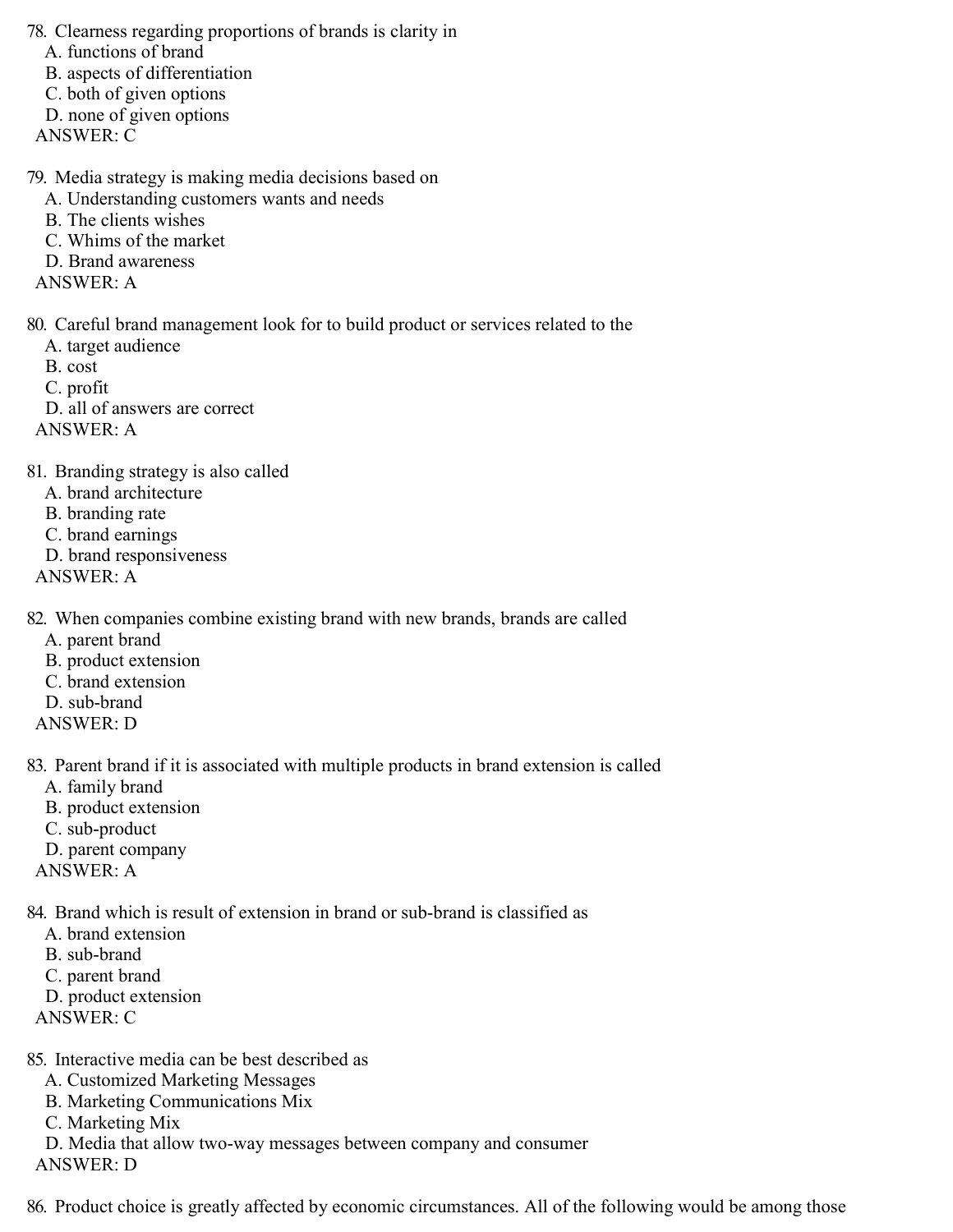78. Clearness regarding proportions of brands is clarity in
   A. functions of brand
   B. aspects of differentiation
   C. both of given options
   D. none of given options
 ANSWER: C

79. Media strategy is making media decisions based on
   A. Understanding customers wants and needs
   B. The clients wishes
   C. Whims of the market
   D. Brand awareness
 ANSWER: A

80. Careful brand management look for to build product or services related to the
   A. target audience
   B. cost
   C. profit
   D. all of answers are correct
 ANSWER: A

81. Branding strategy is also called
   A. brand architecture
   B. branding rate
   C. brand earnings
   D. brand responsiveness
 ANSWER: A

82. When companies combine existing brand with new brands, brands are called
   A. parent brand
   B. product extension
   C. brand extension
   D. sub-brand
 ANSWER: D

83. Parent brand if it is associated with multiple products in brand extension is called
   A. family brand
   B. product extension
   C. sub-product
   D. parent company
 ANSWER: A

84. Brand which is result of extension in brand or sub-brand is classified as
   A. brand extension
   B. sub-brand
   C. parent brand
   D. product extension
 ANSWER: C

85. Interactive media can be best described as
   A. Customized Marketing Messages
   B. Marketing Communications Mix
   C. Marketing Mix
   D. Media that allow two-way messages between company and consumer
 ANSWER: D

86. Product choice is greatly affected by economic circumstances. All of the following would be among those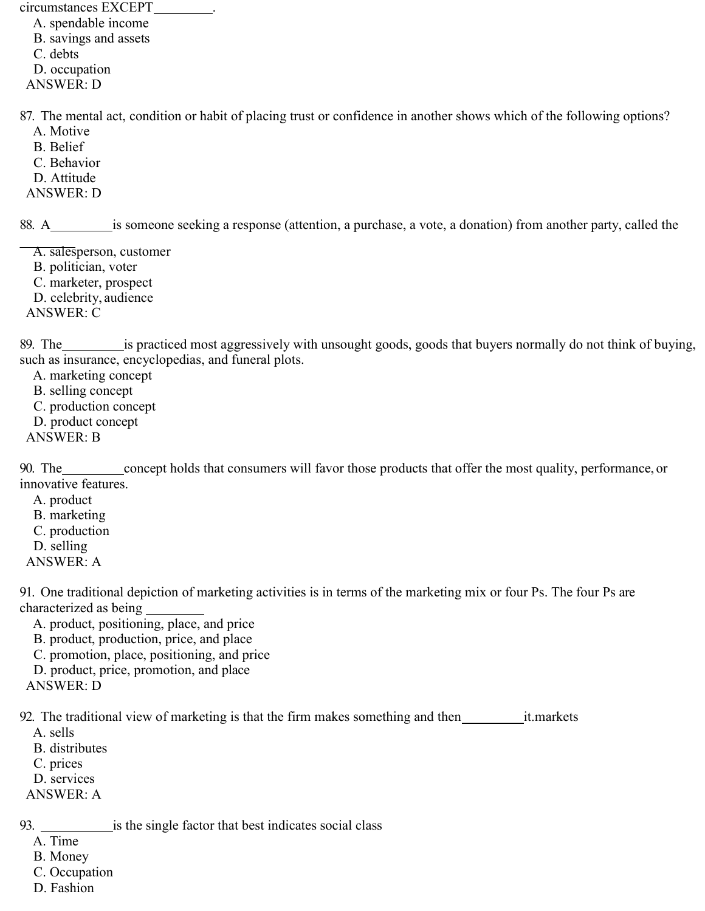circumstances EXCEPT________.

A. spendable income
B. savings and assets
C. debts
D. occupation

ANSWER: D

87. The mental act, condition or habit of placing trust or confidence in another shows which of the following options?

A. Motive
B. Belief
C. Behavior
D. Attitude

ANSWER: D

88. A_________is someone seeking a response (attention, a purchase, a vote, a donation) from another party, called the ________

A. salesperson, customer
B. politician, voter
C. marketer, prospect
D. celebrity, audience

ANSWER: C

89. The_________is practiced most aggressively with unsought goods, goods that buyers normally do not think of buying, such as insurance, encyclopedias, and funeral plots.

A. marketing concept
B. selling concept
C. production concept
D. product concept

ANSWER: B

90. The_________concept holds that consumers will favor those products that offer the most quality, performance, or innovative features.

A. product
B. marketing
C. production
D. selling

ANSWER: A

91. One traditional depiction of marketing activities is in terms of the marketing mix or four Ps. The four Ps are characterized as being _________

A. product, positioning, place, and price
B. product, production, price, and place
C. promotion, place, positioning, and price
D. product, price, promotion, and place

ANSWER: D

92. The traditional view of marketing is that the firm makes something and then_________it.markets

A. sells
B. distributes
C. prices
D. services

ANSWER: A

93. __________is the single factor that best indicates social class

A. Time
B. Money
C. Occupation
D. Fashion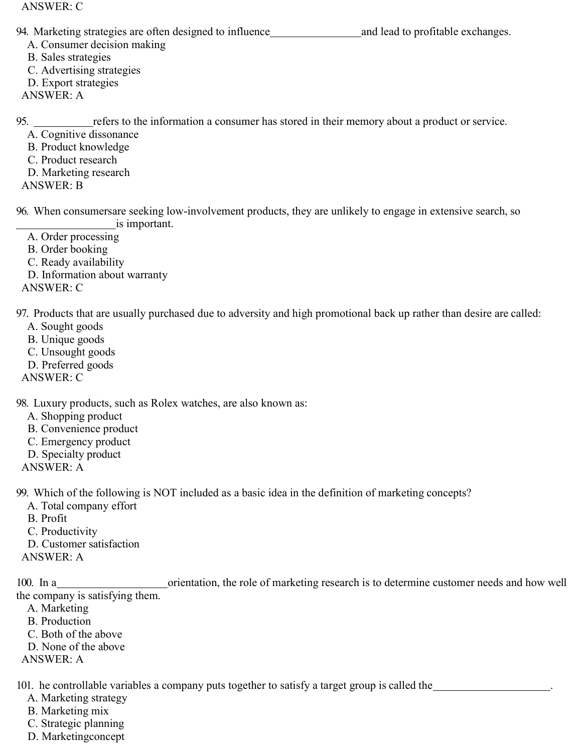ANSWER: C

94. Marketing strategies are often designed to influence________________and lead to profitable exchanges.
   A. Consumer decision making
   B. Sales strategies
   C. Advertising strategies
   D. Export strategies
  ANSWER: A

95. __________refers to the information a consumer has stored in their memory about a product or service.
   A. Cognitive dissonance
   B. Product knowledge
   C. Product research
   D. Marketing research
  ANSWER: B

96. When consumersare seeking low-involvement products, they are unlikely to engage in extensive search, so _________________is important.
   A. Order processing
   B. Order booking
   C. Ready availability
   D. Information about warranty
  ANSWER: C

97. Products that are usually purchased due to adversity and high promotional back up rather than desire are called:
   A. Sought goods
   B. Unique goods
   C. Unsought goods
   D. Preferred goods
  ANSWER: C

98. Luxury products, such as Rolex watches, are also known as:
   A. Shopping product
   B. Convenience product
   C. Emergency product
   D. Specialty product
  ANSWER: A

99. Which of the following is NOT included as a basic idea in the definition of marketing concepts?
   A. Total company effort
   B. Profit
   C. Productivity
   D. Customer satisfaction
  ANSWER: A

100. In a____________________orientation, the role of marketing research is to determine customer needs and how well the company is satisfying them.
   A. Marketing
   B. Production
   C. Both of the above
   D. None of the above
  ANSWER: A

101. he controllable variables a company puts together to satisfy a target group is called the_____________________.
   A. Marketing strategy
   B. Marketing mix
   C. Strategic planning
   D. Marketingconcept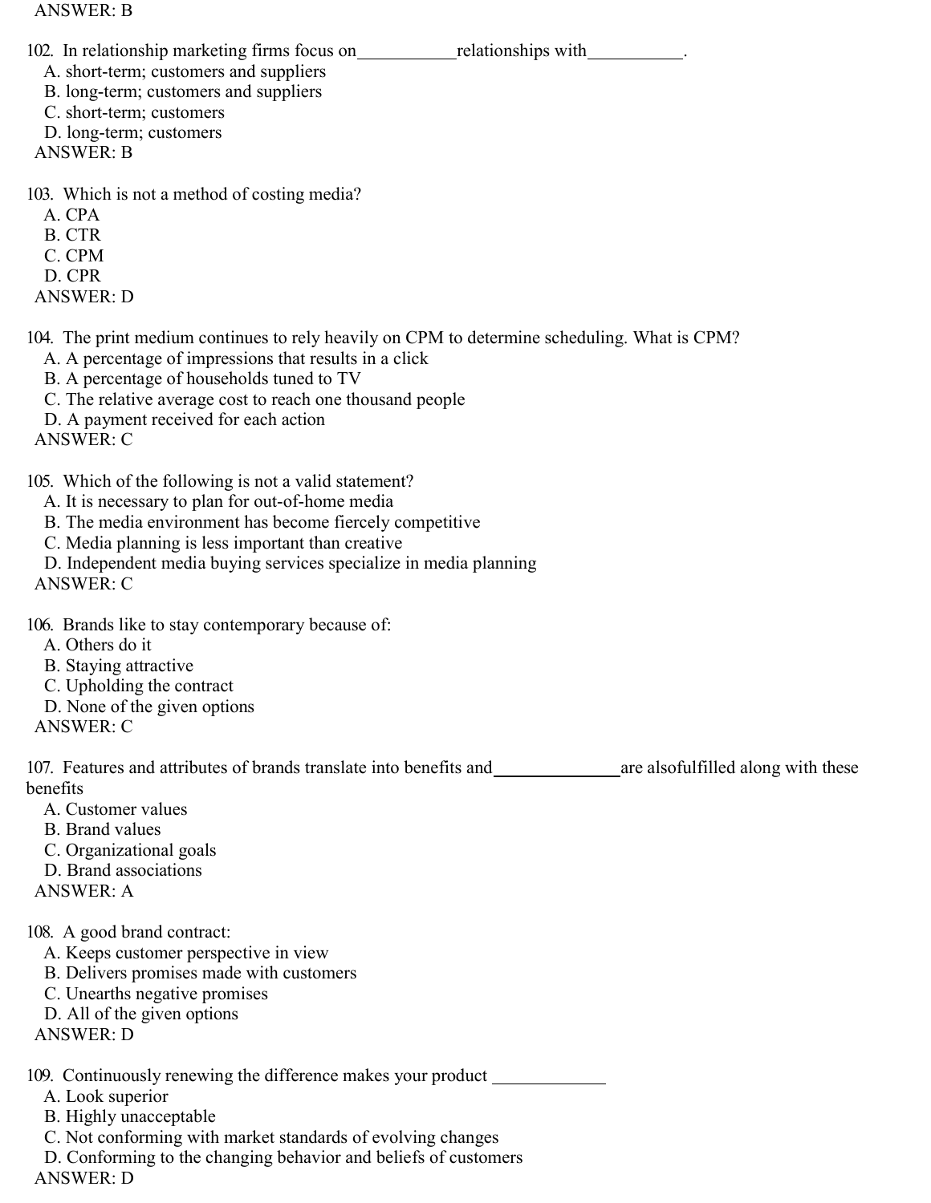ANSWER: B

102. In relationship marketing firms focus on___________relationships with___________.
   A. short-term; customers and suppliers
   B. long-term; customers and suppliers
   C. short-term; customers
   D. long-term; customers
 ANSWER: B

103. Which is not a method of costing media?
   A. CPA
   B. CTR
   C. CPM
   D. CPR
 ANSWER: D

104. The print medium continues to rely heavily on CPM to determine scheduling. What is CPM?
   A. A percentage of impressions that results in a click
   B. A percentage of households tuned to TV
   C. The relative average cost to reach one thousand people
   D. A payment received for each action
 ANSWER: C

105. Which of the following is not a valid statement?
   A. It is necessary to plan for out-of-home media
   B. The media environment has become fiercely competitive
   C. Media planning is less important than creative
   D. Independent media buying services specialize in media planning
 ANSWER: C

106. Brands like to stay contemporary because of:
   A. Others do it
   B. Staying attractive
   C. Upholding the contract
   D. None of the given options
 ANSWER: C

107. Features and attributes of brands translate into benefits and______________are alsofulfilled along with these benefits
   A. Customer values
   B. Brand values
   C. Organizational goals
   D. Brand associations
 ANSWER: A

108. A good brand contract:
   A. Keeps customer perspective in view
   B. Delivers promises made with customers
   C. Unearths negative promises
   D. All of the given options
 ANSWER: D

109. Continuously renewing the difference makes your product ____________
   A. Look superior
   B. Highly unacceptable
   C. Not conforming with market standards of evolving changes
   D. Conforming to the changing behavior and beliefs of customers
 ANSWER: D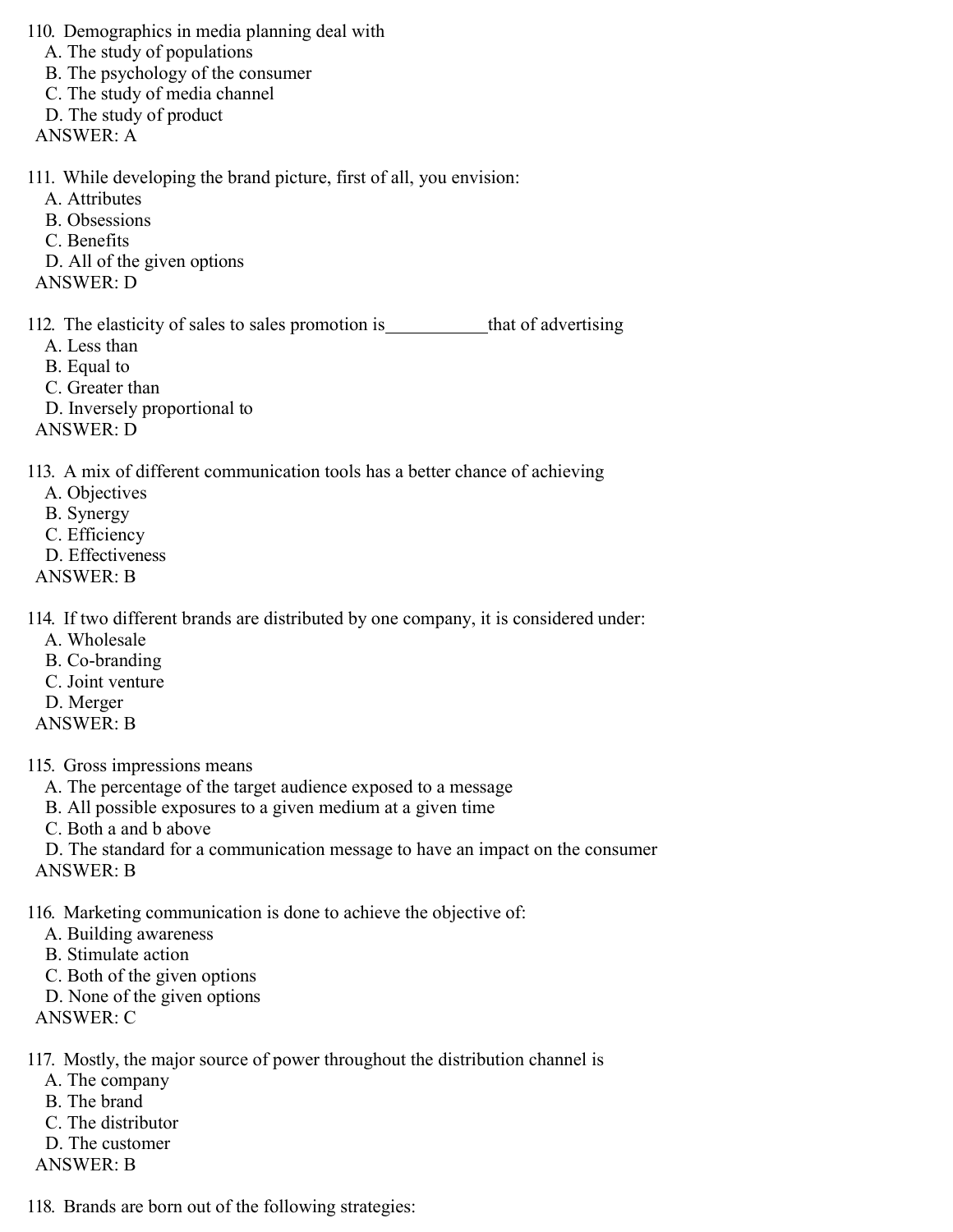110. Demographics in media planning deal with
   A. The study of populations
   B. The psychology of the consumer
   C. The study of media channel
   D. The study of product
 ANSWER: A

111. While developing the brand picture, first of all, you envision:
   A. Attributes
   B. Obsessions
   C. Benefits
   D. All of the given options
 ANSWER: D

112. The elasticity of sales to sales promotion is___________that of advertising
   A. Less than
   B. Equal to
   C. Greater than
   D. Inversely proportional to
 ANSWER: D

113. A mix of different communication tools has a better chance of achieving
   A. Objectives
   B. Synergy
   C. Efficiency
   D. Effectiveness
 ANSWER: B

114. If two different brands are distributed by one company, it is considered under:
   A. Wholesale
   B. Co-branding
   C. Joint venture
   D. Merger
 ANSWER: B

115. Gross impressions means
   A. The percentage of the target audience exposed to a message
   B. All possible exposures to a given medium at a given time
   C. Both a and b above
   D. The standard for a communication message to have an impact on the consumer
 ANSWER: B

116. Marketing communication is done to achieve the objective of:
   A. Building awareness
   B. Stimulate action
   C. Both of the given options
   D. None of the given options
 ANSWER: C

117. Mostly, the major source of power throughout the distribution channel is
   A. The company
   B. The brand
   C. The distributor
   D. The customer
 ANSWER: B

118. Brands are born out of the following strategies: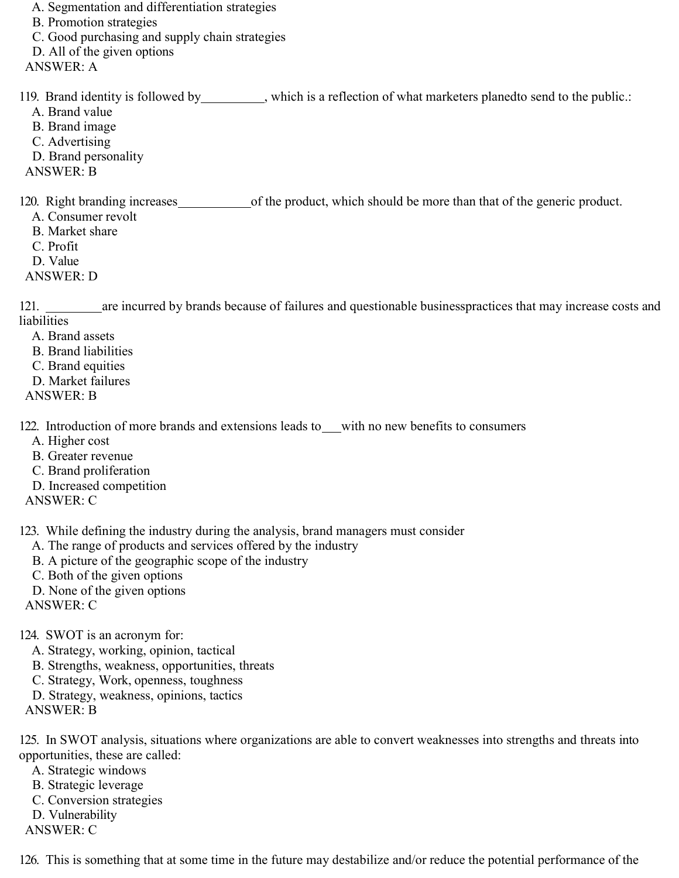A. Segmentation and differentiation strategies
B. Promotion strategies
C. Good purchasing and supply chain strategies
D. All of the given options
ANSWER: A

119. Brand identity is followed by__________, which is a reflection of what marketers planedto send to the public.:
A. Brand value
B. Brand image
C. Advertising
D. Brand personality
ANSWER: B

120. Right branding increases____________of the product, which should be more than that of the generic product.
A. Consumer revolt
B. Market share
C. Profit
D. Value
ANSWER: D

121. _________are incurred by brands because of failures and questionable businesspractices that may increase costs and liabilities
A. Brand assets
B. Brand liabilities
C. Brand equities
D. Market failures
ANSWER: B

122. Introduction of more brands and extensions leads to___with no new benefits to consumers
A. Higher cost
B. Greater revenue
C. Brand proliferation
D. Increased competition
ANSWER: C

123. While defining the industry during the analysis, brand managers must consider
A. The range of products and services offered by the industry
B. A picture of the geographic scope of the industry
C. Both of the given options
D. None of the given options
ANSWER: C

124. SWOT is an acronym for:
A. Strategy, working, opinion, tactical
B. Strengths, weakness, opportunities, threats
C. Strategy, Work, openness, toughness
D. Strategy, weakness, opinions, tactics
ANSWER: B

125. In SWOT analysis, situations where organizations are able to convert weaknesses into strengths and threats into opportunities, these are called:
A. Strategic windows
B. Strategic leverage
C. Conversion strategies
D. Vulnerability
ANSWER: C

126. This is something that at some time in the future may destabilize and/or reduce the potential performance of the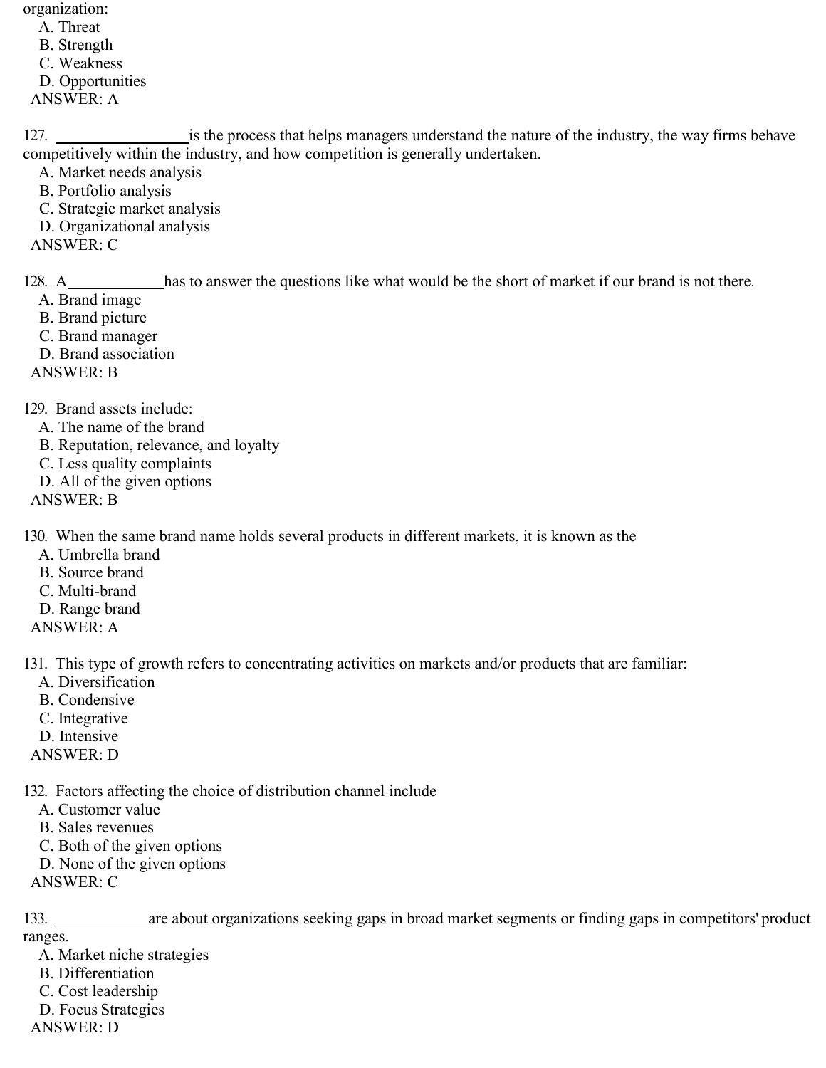organization:

A. Threat
B. Strength
C. Weakness
D. Opportunities

ANSWER: A

127. ________________ is the process that helps managers understand the nature of the industry, the way firms behave competitively within the industry, and how competition is generally undertaken.

A. Market needs analysis
B. Portfolio analysis
C. Strategic market analysis
D. Organizational analysis

ANSWER: C

128. A____________ has to answer the questions like what would be the short of market if our brand is not there.

A. Brand image
B. Brand picture
C. Brand manager
D. Brand association

ANSWER: B

129. Brand assets include:

A. The name of the brand
B. Reputation, relevance, and loyalty
C. Less quality complaints
D. All of the given options

ANSWER: B

130. When the same brand name holds several products in different markets, it is known as the

A. Umbrella brand
B. Source brand
C. Multi-brand
D. Range brand

ANSWER: A

131. This type of growth refers to concentrating activities on markets and/or products that are familiar:

A. Diversification
B. Condensive
C. Integrative
D. Intensive

ANSWER: D

132. Factors affecting the choice of distribution channel include

A. Customer value
B. Sales revenues
C. Both of the given options
D. None of the given options

ANSWER: C

133. ___________ are about organizations seeking gaps in broad market segments or finding gaps in competitors' product ranges.

A. Market niche strategies
B. Differentiation
C. Cost leadership
D. Focus Strategies

ANSWER: D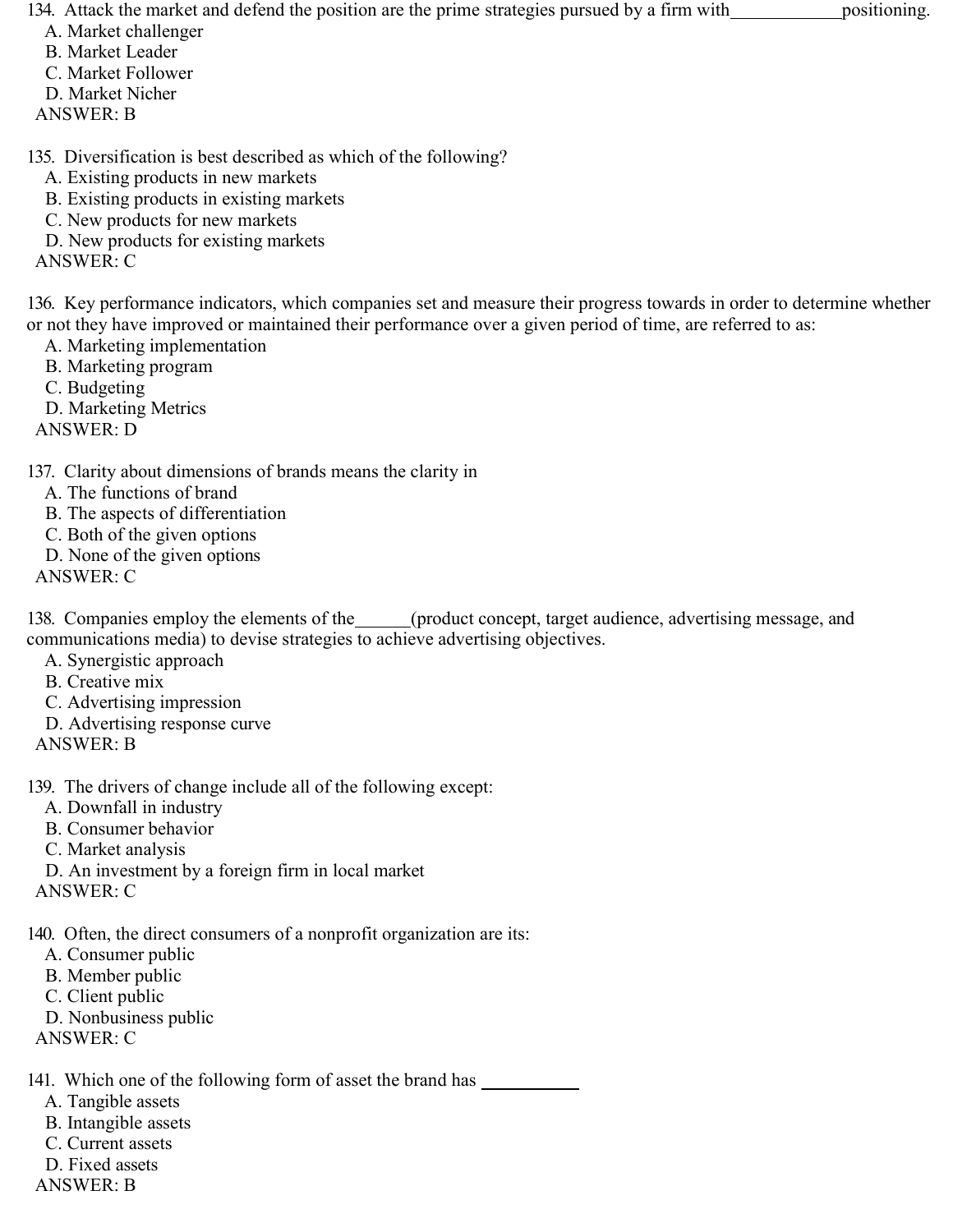134. Attack the market and defend the position are the prime strategies pursued by a firm with____________positioning.

A. Market challenger
B. Market Leader
C. Market Follower
D. Market Nicher

ANSWER: B

135. Diversification is best described as which of the following?

A. Existing products in new markets
B. Existing products in existing markets
C. New products for new markets
D. New products for existing markets

ANSWER: C

136. Key performance indicators, which companies set and measure their progress towards in order to determine whether or not they have improved or maintained their performance over a given period of time, are referred to as:

A. Marketing implementation
B. Marketing program
C. Budgeting
D. Marketing Metrics

ANSWER: D

137. Clarity about dimensions of brands means the clarity in

A. The functions of brand
B. The aspects of differentiation
C. Both of the given options
D. None of the given options

ANSWER: C

138. Companies employ the elements of the______(product concept, target audience, advertising message, and communications media) to devise strategies to achieve advertising objectives.

A. Synergistic approach
B. Creative mix
C. Advertising impression
D. Advertising response curve

ANSWER: B

139. The drivers of change include all of the following except:

A. Downfall in industry
B. Consumer behavior
C. Market analysis
D. An investment by a foreign firm in local market

ANSWER: C

140. Often, the direct consumers of a nonprofit organization are its:

A. Consumer public
B. Member public
C. Client public
D. Nonbusiness public

ANSWER: C

141. Which one of the following form of asset the brand has __________

A. Tangible assets
B. Intangible assets
C. Current assets
D. Fixed assets

ANSWER: B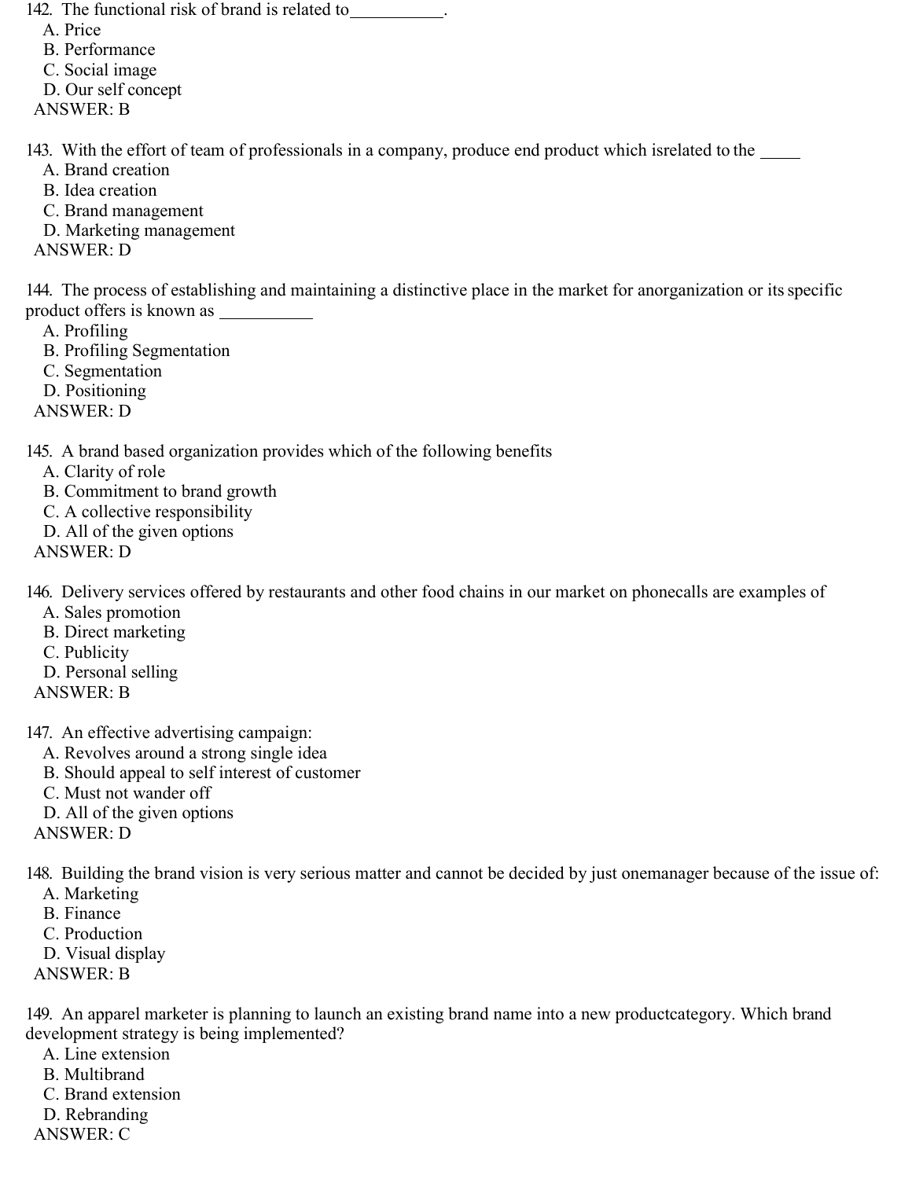142. The functional risk of brand is related to___________.

A. Price
B. Performance
C. Social image
D. Our self concept

ANSWER: B

143. With the effort of team of professionals in a company, produce end product which isrelated to the _____

A. Brand creation
B. Idea creation
C. Brand management
D. Marketing management

ANSWER: D

144. The process of establishing and maintaining a distinctive place in the market for anorganization or its specific product offers is known as ___________

A. Profiling
B. Profiling Segmentation
C. Segmentation
D. Positioning

ANSWER: D

145. A brand based organization provides which of the following benefits

A. Clarity of role
B. Commitment to brand growth
C. A collective responsibility
D. All of the given options

ANSWER: D

146. Delivery services offered by restaurants and other food chains in our market on phonecalls are examples of

A. Sales promotion
B. Direct marketing
C. Publicity
D. Personal selling

ANSWER: B

147. An effective advertising campaign:

A. Revolves around a strong single idea
B. Should appeal to self interest of customer
C. Must not wander off
D. All of the given options

ANSWER: D

148. Building the brand vision is very serious matter and cannot be decided by just onemanager because of the issue of:

A. Marketing
B. Finance
C. Production
D. Visual display

ANSWER: B

149. An apparel marketer is planning to launch an existing brand name into a new productcategory. Which brand development strategy is being implemented?

A. Line extension
B. Multibrand
C. Brand extension
D. Rebranding

ANSWER: C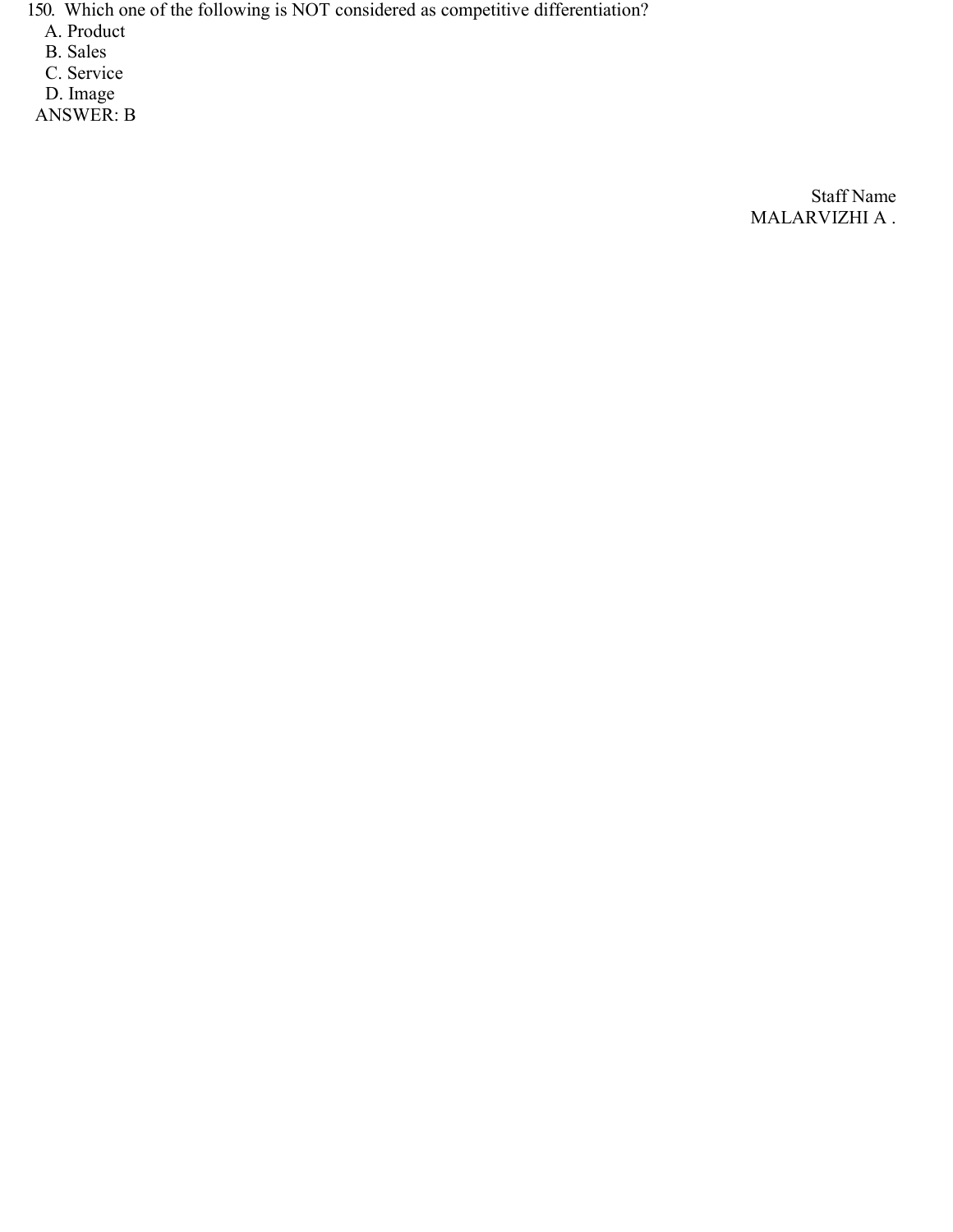150. Which one of the following is NOT considered as competitive differentiation?

A. Product
B. Sales
C. Service
D. Image

ANSWER: B

Staff Name
MALARVIZHI A .